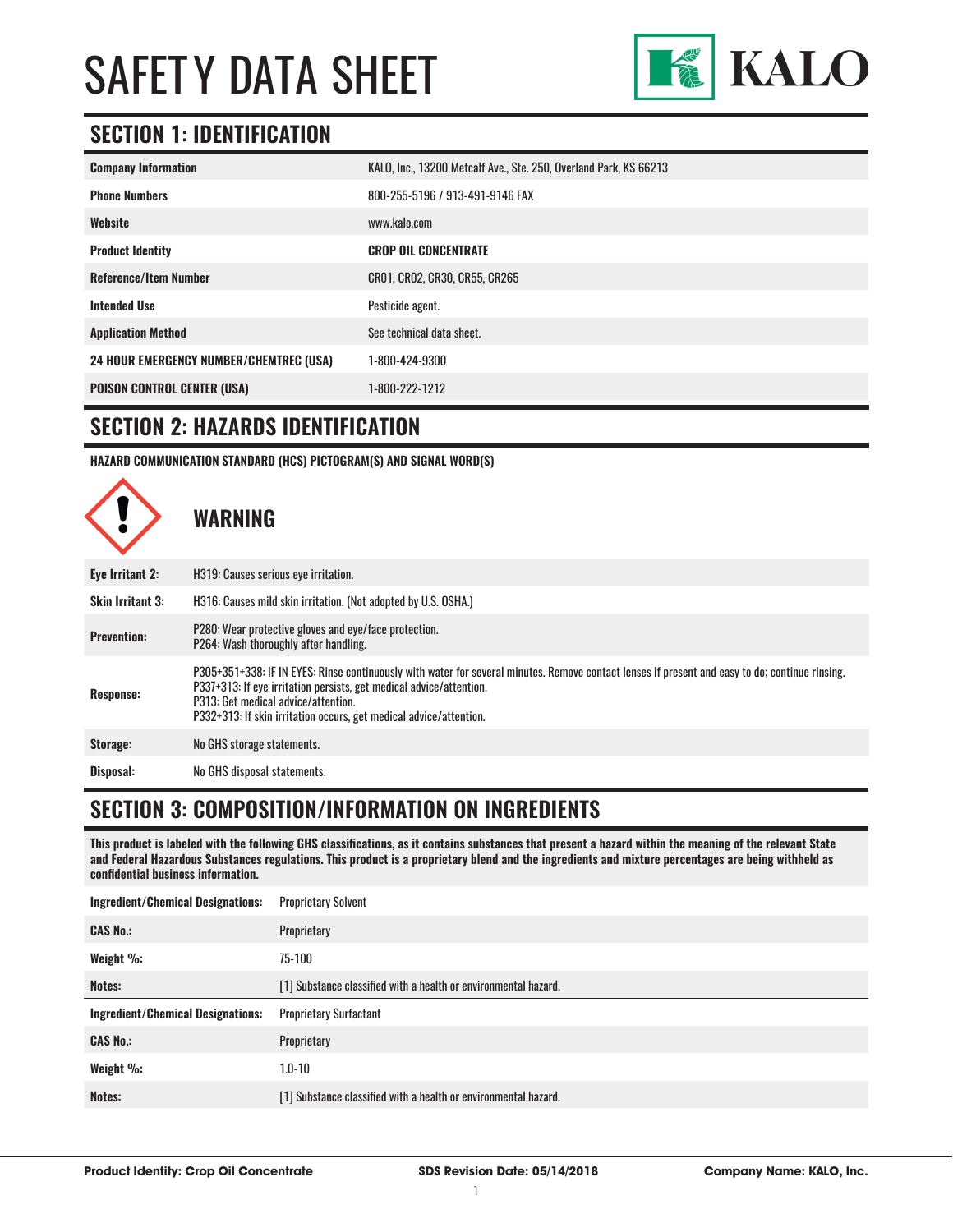# SAFETY DATA SHEET

KALO

## SECTION 1: IDENTIFICATION

| | |
|---|---|
| **Company Information** | KALO, Inc., 13200 Metcalf Ave., Ste. 250, Overland Park, KS 66213 |
| **Phone Numbers** | 800-255-5196 / 913-491-9146 FAX |
| **Website** | www.kalo.com |
| **Product Identity** | **CROP OIL CONCENTRATE** |
| **Reference/Item Number** | CR01, CR02, CR30, CR55, CR265 |
| **Intended Use** | Pesticide agent. |
| **Application Method** | See technical data sheet. |
| **24 HOUR EMERGENCY NUMBER/CHEMTREC (USA)** | 1-800-424-9300 |
| **POISON CONTROL CENTER (USA)** | 1-800-222-1212 |

## SECTION 2: HAZARDS IDENTIFICATION

**HAZARD COMMUNICATION STANDARD (HCS) PICTOGRAM(S) AND SIGNAL WORD(S)**

**WARNING**

| | |
|---|---|
| **Eye Irritant 2:** | H319: Causes serious eye irritation. |
| **Skin Irritant 3:** | H316: Causes mild skin irritation. (Not adopted by U.S. OSHA.) |
| **Prevention:** | P280: Wear protective gloves and eye/face protection.<br>P264: Wash thoroughly after handling. |
| **Response:** | P305+351+338: IF IN EYES: Rinse continuously with water for several minutes. Remove contact lenses if present and easy to do; continue rinsing.<br>P337+313: If eye irritation persists, get medical advice/attention.<br>P313: Get medical advice/attention.<br>P332+313: If skin irritation occurs, get medical advice/attention. |
| **Storage:** | No GHS storage statements. |
| **Disposal:** | No GHS disposal statements. |

## SECTION 3: COMPOSITION/INFORMATION ON INGREDIENTS

**This product is labeled with the following GHS classifications, as it contains substances that present a hazard within the meaning of the relevant State and Federal Hazardous Substances regulations. This product is a proprietary blend and the ingredients and mixture percentages are being withheld as confidential business information.**

| | |
|---|---|
| **Ingredient/Chemical Designations:** | Proprietary Solvent |
| **CAS No.:** | Proprietary |
| **Weight %:** | 75-100 |
| **Notes:** | [1] Substance classified with a health or environmental hazard. |
| **Ingredient/Chemical Designations:** | Proprietary Surfactant |
| **CAS No.:** | Proprietary |
| **Weight %:** | 1.0-10 |
| **Notes:** | [1] Substance classified with a health or environmental hazard. |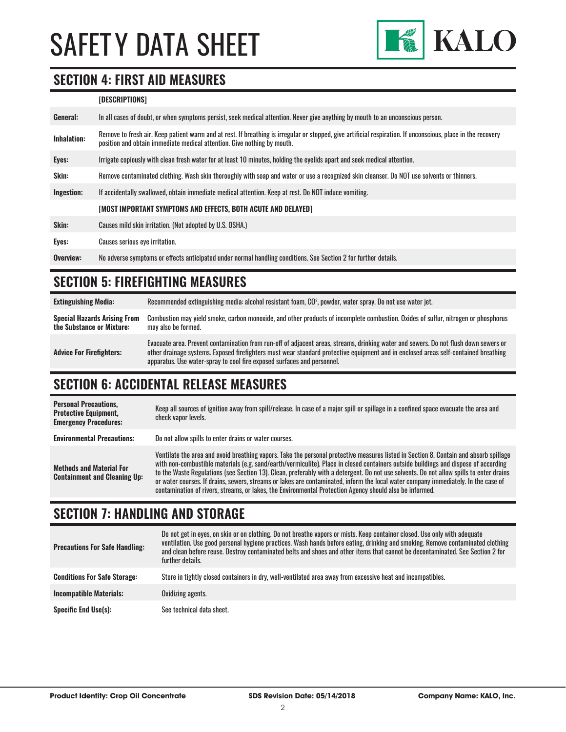## SECTION 4: FIRST AID MEASURES

| | [DESCRIPTIONS] |
|---|---|
| **General:** | In all cases of doubt, or when symptoms persist, seek medical attention. Never give anything by mouth to an unconscious person. |
| **Inhalation:** | Remove to fresh air. Keep patient warm and at rest. If breathing is irregular or stopped, give artificial respiration. If unconscious, place in the recovery position and obtain immediate medical attention. Give nothing by mouth. |
| **Eyes:** | Irrigate copiously with clean fresh water for at least 10 minutes, holding the eyelids apart and seek medical attention. |
| **Skin:** | Remove contaminated clothing. Wash skin thoroughly with soap and water or use a recognized skin cleanser. Do NOT use solvents or thinners. |
| **Ingestion:** | If accidentally swallowed, obtain immediate medical attention. Keep at rest. Do NOT induce vomiting. |
| | **[MOST IMPORTANT SYMPTOMS AND EFFECTS, BOTH ACUTE AND DELAYED]** |
| **Skin:** | Causes mild skin irritation. (Not adopted by U.S. OSHA.) |
| **Eyes:** | Causes serious eye irritation. |
| **Overview:** | No adverse symptoms or effects anticipated under normal handling conditions. See Section 2 for further details. |

## SECTION 5: FIREFIGHTING MEASURES

| | |
|---|---|
| **Extinguishing Media:** | Recommended extinguishing media: alcohol resistant foam, $CO^2$, powder, water spray. Do not use water jet. |
| **Special Hazards Arising From the Substance or Mixture:** | Combustion may yield smoke, carbon monoxide, and other products of incomplete combustion. Oxides of sulfur, nitrogen or phosphorus may also be formed. |
| **Advice For Firefighters:** | Evacuate area. Prevent contamination from run-off of adjacent areas, streams, drinking water and sewers. Do not flush down sewers or other drainage systems. Exposed firefighters must wear standard protective equipment and in enclosed areas self-contained breathing apparatus. Use water-spray to cool fire exposed surfaces and personnel. |

## SECTION 6: ACCIDENTAL RELEASE MEASURES

| | |
|---|---|
| **Personal Precautions, Protective Equipment, Emergency Procedures:** | Keep all sources of ignition away from spill/release. In case of a major spill or spillage in a confined space evacuate the area and check vapor levels. |
| **Environmental Precautions:** | Do not allow spills to enter drains or water courses. |
| **Methods and Material For Containment and Cleaning Up:** | Ventilate the area and avoid breathing vapors. Take the personal protective measures listed in Section 8. Contain and absorb spillage with non-combustible materials (e.g. sand/earth/vermiculite). Place in closed containers outside buildings and dispose of according to the Waste Regulations (see Section 13). Clean, preferably with a detergent. Do not use solvents. Do not allow spills to enter drains or water courses. If drains, sewers, streams or lakes are contaminated, inform the local water company immediately. In the case of contamination of rivers, streams, or lakes, the Environmental Protection Agency should also be informed. |

## SECTION 7: HANDLING AND STORAGE

| | |
|---|---|
| **Precautions For Safe Handling:** | Do not get in eyes, on skin or on clothing. Do not breathe vapors or mists. Keep container closed. Use only with adequate ventilation. Use good personal hygiene practices. Wash hands before eating, drinking and smoking. Remove contaminated clothing and clean before reuse. Destroy contaminated belts and shoes and other items that cannot be decontaminated. See Section 2 for further details. |
| **Conditions For Safe Storage:** | Store in tightly closed containers in dry, well-ventilated area away from excessive heat and incompatibles. |
| **Incompatible Materials:** | Oxidizing agents. |
| **Specific End Use(s):** | See technical data sheet. |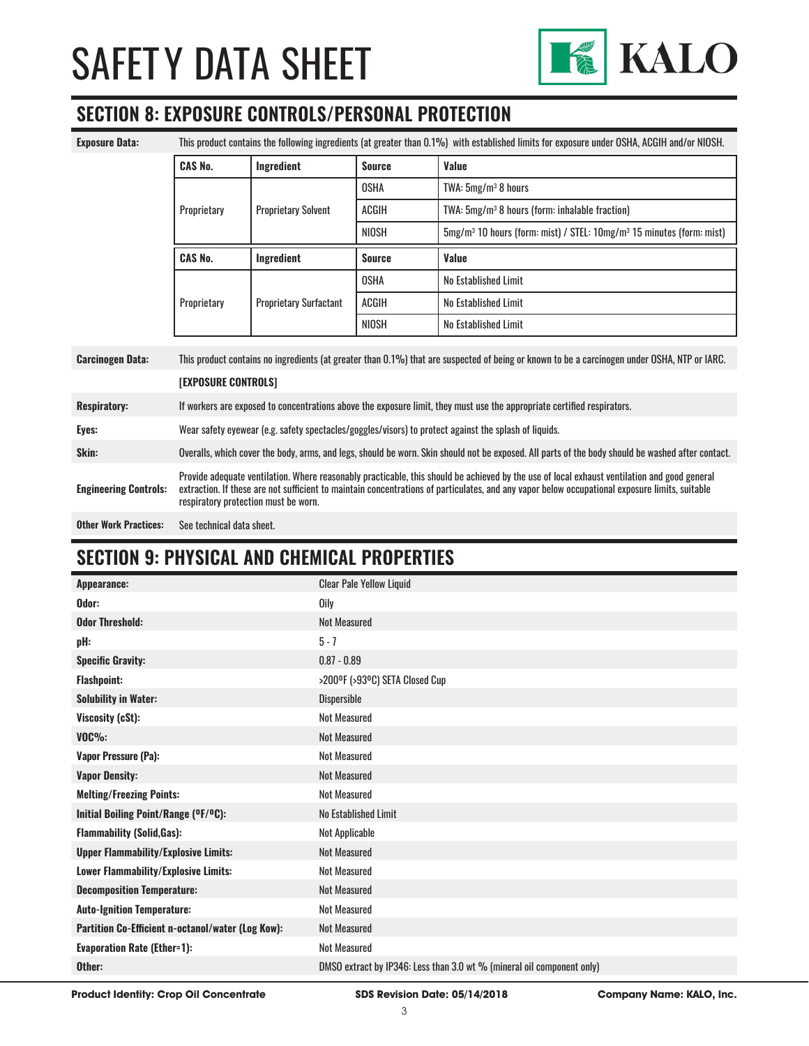# SAFETY DATA SHEET

## SECTION 8: EXPOSURE CONTROLS/PERSONAL PROTECTION

**Exposure Data:** This product contains the following ingredients (at greater than 0.1%) with established limits for exposure under OSHA, ACGIH and/or NIOSH.

| CAS No. | Ingredient | Source | Value |
|---|---|---|---|
| Proprietary | Proprietary Solvent | OSHA | TWA: 5mg/m³ 8 hours |
| | | ACGIH | TWA: 5mg/m³ 8 hours (form: inhalable fraction) |
| | | NIOSH | 5mg/m³ 10 hours (form: mist) / STEL: 10mg/m³ 15 minutes (form: mist) |

| CAS No. | Ingredient | Source | Value |
|---|---|---|---|
| Proprietary | Proprietary Surfactant | OSHA | No Established Limit |
| | | ACGIH | No Established Limit |
| | | NIOSH | No Established Limit |

**Carcinogen Data:** This product contains no ingredients (at greater than 0.1%) that are suspected of being or known to be a carcinogen under OSHA, NTP or IARC.

**[EXPOSURE CONTROLS]**

**Respiratory:** If workers are exposed to concentrations above the exposure limit, they must use the appropriate certified respirators.

**Eyes:** Wear safety eyewear (e.g. safety spectacles/goggles/visors) to protect against the splash of liquids.

**Skin:** Overalls, which cover the body, arms, and legs, should be worn. Skin should not be exposed. All parts of the body should be washed after contact.

**Engineering Controls:** Provide adequate ventilation. Where reasonably practicable, this should be achieved by the use of local exhaust ventilation and good general extraction. If these are not sufficient to maintain concentrations of particulates, and any vapor below occupational exposure limits, suitable respiratory protection must be worn.

**Other Work Practices:** See technical data sheet.

## SECTION 9: PHYSICAL AND CHEMICAL PROPERTIES

| Property | Value |
|---|---|
| **Appearance:** | Clear Pale Yellow Liquid |
| **Odor:** | Oily |
| **Odor Threshold:** | Not Measured |
| **pH:** | 5 - 7 |
| **Specific Gravity:** | 0.87 - 0.89 |
| **Flashpoint:** | >200ºF (>93ºC) SETA Closed Cup |
| **Solubility in Water:** | Dispersible |
| **Viscosity (cSt):** | Not Measured |
| **VOC%:** | Not Measured |
| **Vapor Pressure (Pa):** | Not Measured |
| **Vapor Density:** | Not Measured |
| **Melting/Freezing Points:** | Not Measured |
| **Initial Boiling Point/Range (ºF/ºC):** | No Established Limit |
| **Flammability (Solid,Gas):** | Not Applicable |
| **Upper Flammability/Explosive Limits:** | Not Measured |
| **Lower Flammability/Explosive Limits:** | Not Measured |
| **Decomposition Temperature:** | Not Measured |
| **Auto-Ignition Temperature:** | Not Measured |
| **Partition Co-Efficient n-octanol/water (Log Kow):** | Not Measured |
| **Evaporation Rate (Ether=1):** | Not Measured |
| **Other:** | DMSO extract by IP346: Less than 3.0 wt % (mineral oil component only) |

**Product Identity: Crop Oil Concentrate** **SDS Revision Date: 05/14/2018** **Company Name: KALO, Inc.**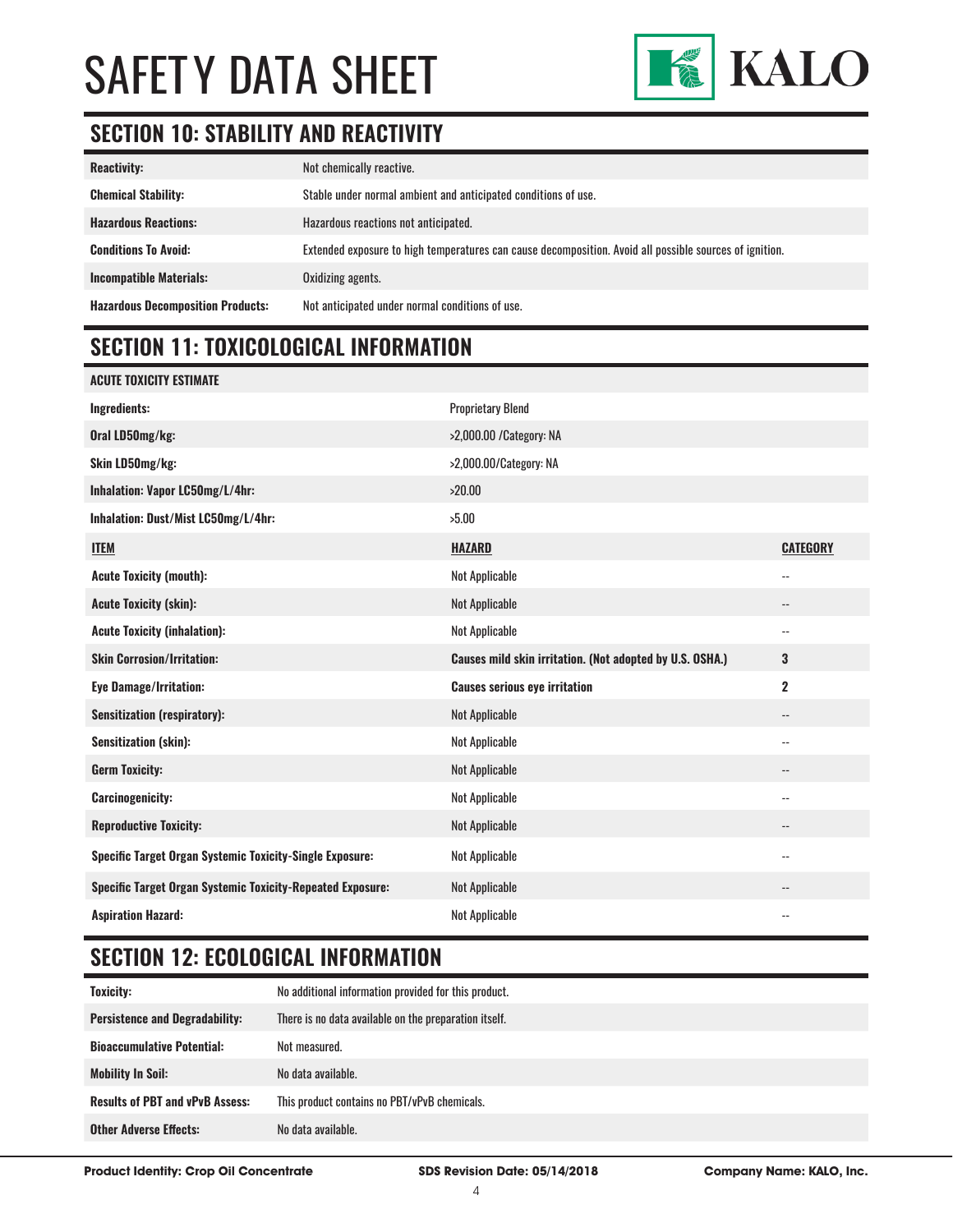## SECTION 10: STABILITY AND REACTIVITY

| | |
|---|---|
| **Reactivity:** | Not chemically reactive. |
| **Chemical Stability:** | Stable under normal ambient and anticipated conditions of use. |
| **Hazardous Reactions:** | Hazardous reactions not anticipated. |
| **Conditions To Avoid:** | Extended exposure to high temperatures can cause decomposition. Avoid all possible sources of ignition. |
| **Incompatible Materials:** | Oxidizing agents. |
| **Hazardous Decomposition Products:** | Not anticipated under normal conditions of use. |

## SECTION 11: TOXICOLOGICAL INFORMATION

| **ACUTE TOXICITY ESTIMATE** | | |
|---|---|---|
| **Ingredients:** | Proprietary Blend | |
| **Oral LD50mg/kg:** | >2,000.00 /Category: NA | |
| **Skin LD50mg/kg:** | >2,000.00/Category: NA | |
| **Inhalation: Vapor LC50mg/L/4hr:** | >20.00 | |
| **Inhalation: Dust/Mist LC50mg/L/4hr:** | >5.00 | |
| **ITEM** | **HAZARD** | **CATEGORY** |
| **Acute Toxicity (mouth):** | Not Applicable | -- |
| **Acute Toxicity (skin):** | Not Applicable | -- |
| **Acute Toxicity (inhalation):** | Not Applicable | -- |
| **Skin Corrosion/Irritation:** | **Causes mild skin irritation. (Not adopted by U.S. OSHA.)** | **3** |
| **Eye Damage/Irritation:** | **Causes serious eye irritation** | **2** |
| **Sensitization (respiratory):** | Not Applicable | -- |
| **Sensitization (skin):** | Not Applicable | -- |
| **Germ Toxicity:** | Not Applicable | -- |
| **Carcinogenicity:** | Not Applicable | -- |
| **Reproductive Toxicity:** | Not Applicable | -- |
| **Specific Target Organ Systemic Toxicity-Single Exposure:** | Not Applicable | -- |
| **Specific Target Organ Systemic Toxicity-Repeated Exposure:** | Not Applicable | -- |
| **Aspiration Hazard:** | Not Applicable | -- |

## SECTION 12: ECOLOGICAL INFORMATION

| | |
|---|---|
| **Toxicity:** | No additional information provided for this product. |
| **Persistence and Degradability:** | There is no data available on the preparation itself. |
| **Bioaccumulative Potential:** | Not measured. |
| **Mobility In Soil:** | No data available. |
| **Results of PBT and vPvB Assess:** | This product contains no PBT/vPvB chemicals. |
| **Other Adverse Effects:** | No data available. |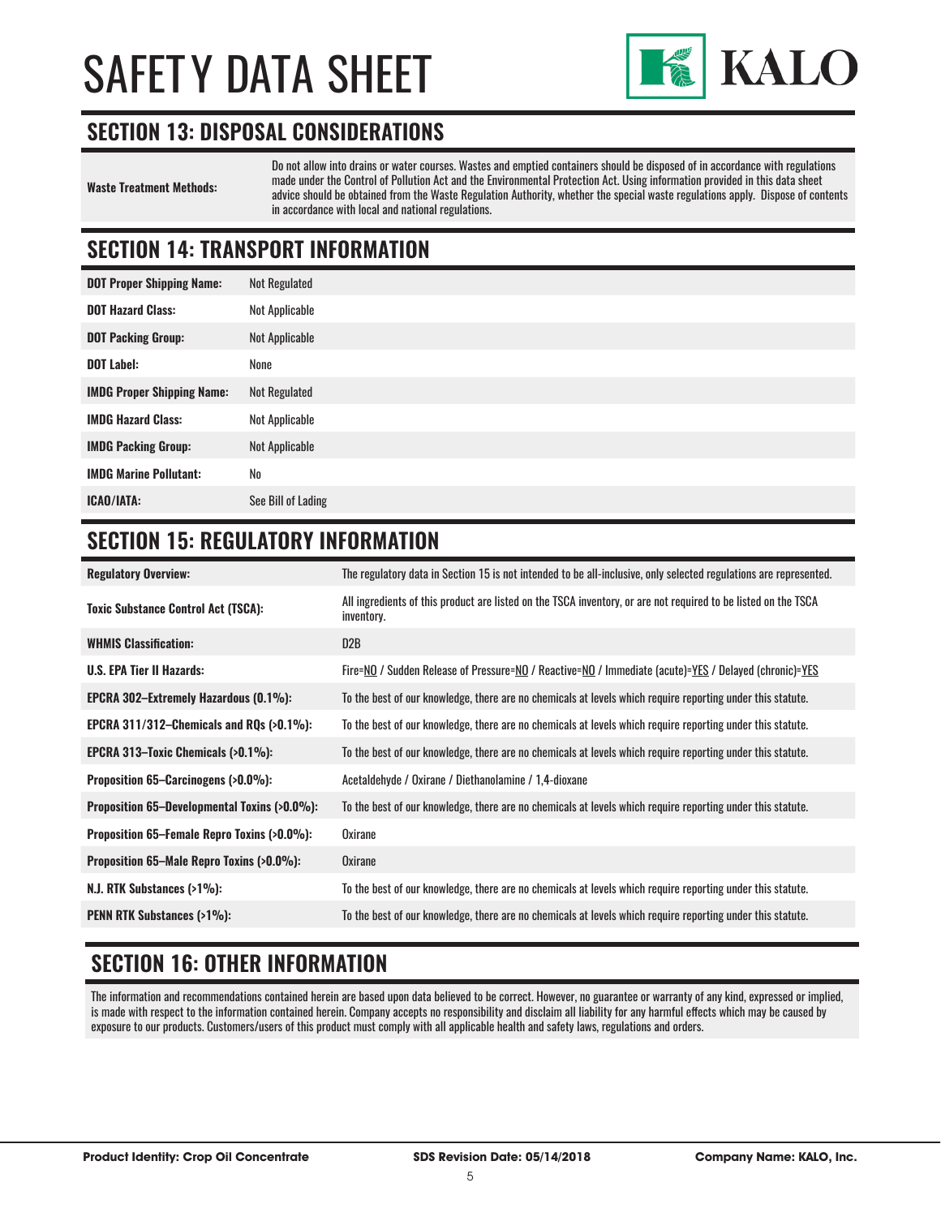# SAFETY DATA SHEET

## SECTION 13: DISPOSAL CONSIDERATIONS

| | |
|---|---|
| **Waste Treatment Methods:** | Do not allow into drains or water courses. Wastes and emptied containers should be disposed of in accordance with regulations made under the Control of Pollution Act and the Environmental Protection Act. Using information provided in this data sheet advice should be obtained from the Waste Regulation Authority, whether the special waste regulations apply. Dispose of contents in accordance with local and national regulations. |

## SECTION 14: TRANSPORT INFORMATION

| | |
|---|---|
| **DOT Proper Shipping Name:** | Not Regulated |
| **DOT Hazard Class:** | Not Applicable |
| **DOT Packing Group:** | Not Applicable |
| **DOT Label:** | None |
| **IMDG Proper Shipping Name:** | Not Regulated |
| **IMDG Hazard Class:** | Not Applicable |
| **IMDG Packing Group:** | Not Applicable |
| **IMDG Marine Pollutant:** | No |
| **ICAO/IATA:** | See Bill of Lading |

## SECTION 15: REGULATORY INFORMATION

| | |
|---|---|
| **Regulatory Overview:** | The regulatory data in Section 15 is not intended to be all-inclusive, only selected regulations are represented. |
| **Toxic Substance Control Act (TSCA):** | All ingredients of this product are listed on the TSCA inventory, or are not required to be listed on the TSCA inventory. |
| **WHMIS Classification:** | D2B |
| **U.S. EPA Tier II Hazards:** | Fire=NO / Sudden Release of Pressure=NO / Reactive=NO / Immediate (acute)=YES / Delayed (chronic)=YES |
| **EPCRA 302–Extremely Hazardous (0.1%):** | To the best of our knowledge, there are no chemicals at levels which require reporting under this statute. |
| **EPCRA 311/312–Chemicals and RQs (>0.1%):** | To the best of our knowledge, there are no chemicals at levels which require reporting under this statute. |
| **EPCRA 313–Toxic Chemicals (>0.1%):** | To the best of our knowledge, there are no chemicals at levels which require reporting under this statute. |
| **Proposition 65–Carcinogens (>0.0%):** | Acetaldehyde / Oxirane / Diethanolamine / 1,4-dioxane |
| **Proposition 65–Developmental Toxins (>0.0%):** | To the best of our knowledge, there are no chemicals at levels which require reporting under this statute. |
| **Proposition 65–Female Repro Toxins (>0.0%):** | Oxirane |
| **Proposition 65–Male Repro Toxins (>0.0%):** | Oxirane |
| **N.J. RTK Substances (>1%):** | To the best of our knowledge, there are no chemicals at levels which require reporting under this statute. |
| **PENN RTK Substances (>1%):** | To the best of our knowledge, there are no chemicals at levels which require reporting under this statute. |

## SECTION 16: OTHER INFORMATION

The information and recommendations contained herein are based upon data believed to be correct. However, no guarantee or warranty of any kind, expressed or implied, is made with respect to the information contained herein. Company accepts no responsibility and disclaim all liability for any harmful effects which may be caused by exposure to our products. Customers/users of this product must comply with all applicable health and safety laws, regulations and orders.